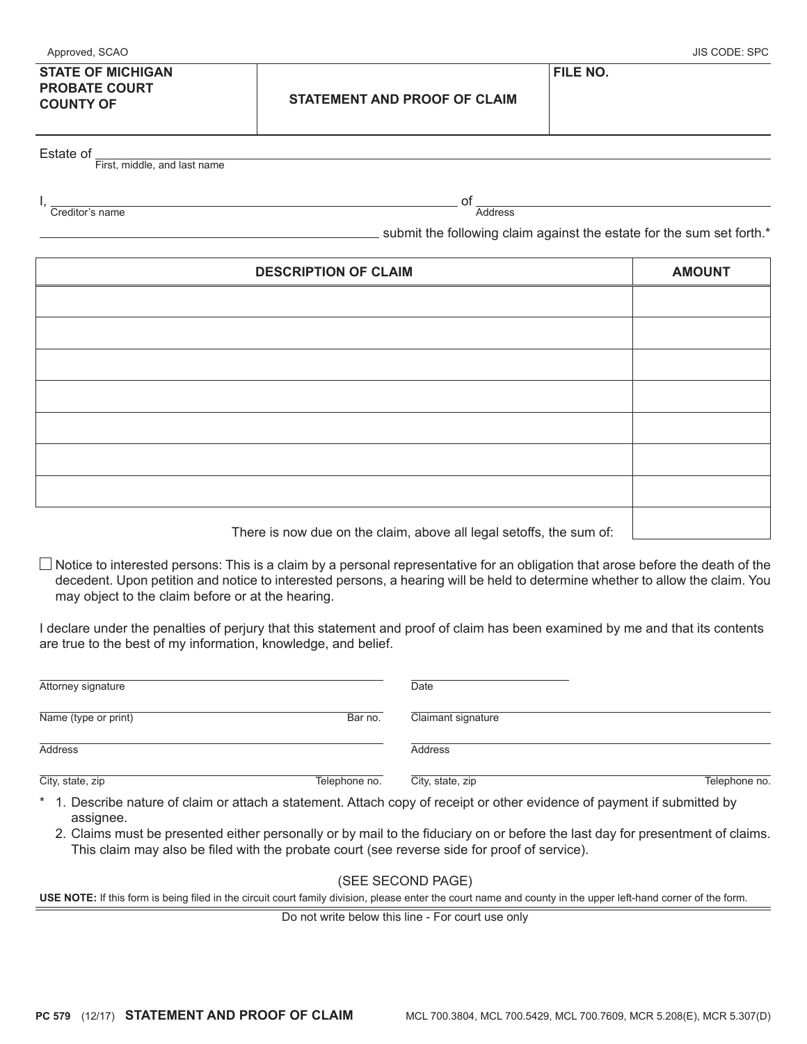Approved, SCAO | JIS CODE: SPC

| STATE OF MICHIGAN<br>PROBATE COURT<br>COUNTY OF | STATEMENT AND PROOF OF CLAIM | FILE NO. |
|---|---|---|

Estate of ______________________________
First, middle, and last name

I, ______________________________ of ______________________________
Creditor's name | Address

______________________________ submit the following claim against the estate for the sum set forth.*

| DESCRIPTION OF CLAIM | AMOUNT |
|---|---|
| | |
| | |
| | |
| | |
| | |
| | |
| | |
| There is now due on the claim, above all legal setoffs, the sum of: | |

☐ Notice to interested persons: This is a claim by a personal representative for an obligation that arose before the death of the decedent. Upon petition and notice to interested persons, a hearing will be held to determine whether to allow the claim. You may object to the claim before or at the hearing.

I declare under the penalties of perjury that this statement and proof of claim has been examined by me and that its contents are true to the best of my information, knowledge, and belief.

| | |
|---|---|
| Attorney signature | Date |
| Name (type or print) Bar no. | Claimant signature |
| Address | Address |
| City, state, zip Telephone no. | City, state, zip Telephone no. |

\* 1. Describe nature of claim or attach a statement. Attach copy of receipt or other evidence of payment if submitted by assignee.
2. Claims must be presented either personally or by mail to the fiduciary on or before the last day for presentment of claims. This claim may also be filed with the probate court (see reverse side for proof of service).

(SEE SECOND PAGE)

**USE NOTE:** If this form is being filed in the circuit court family division, please enter the court name and county in the upper left-hand corner of the form.

Do not write below this line - For court use only

**PC 579** (12/17) **STATEMENT AND PROOF OF CLAIM** MCL 700.3804, MCL 700.5429, MCL 700.7609, MCR 5.208(E), MCR 5.307(D)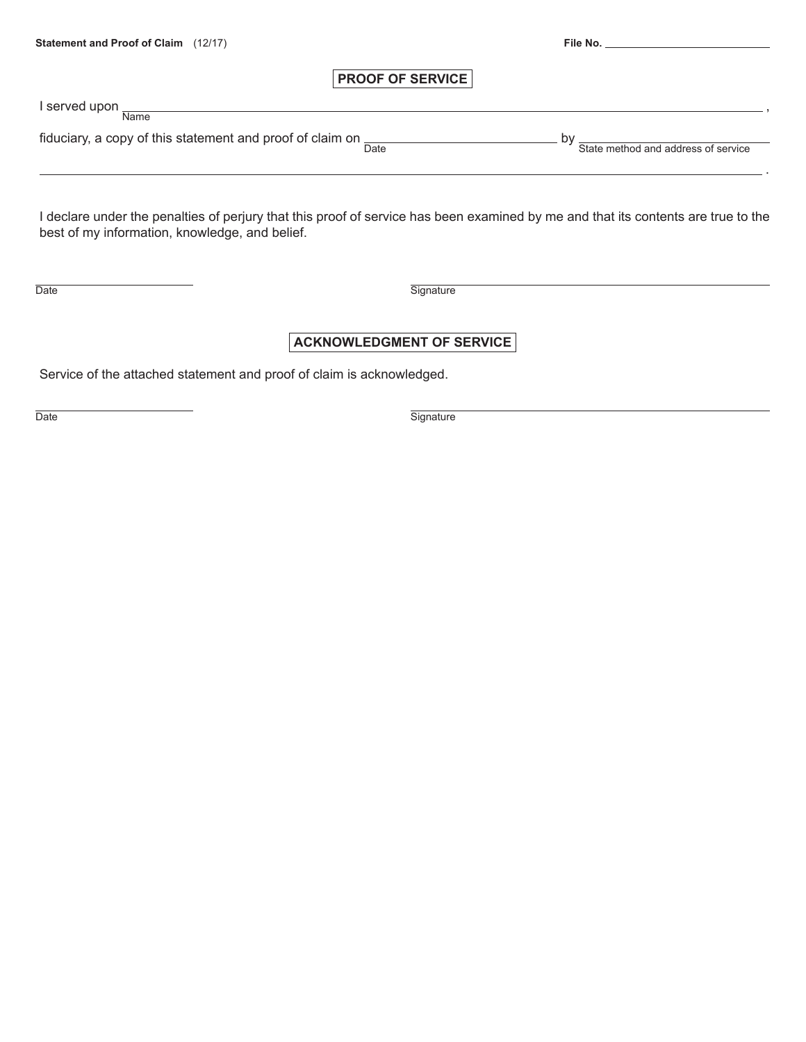**Statement and Proof of Claim** (12/17) **File No.** \_\_\_\_\_\_\_\_\_\_\_\_\_\_\_\_\_\_\_\_

## PROOF OF SERVICE

I served upon \_\_\_\_\_\_\_\_\_\_\_\_\_\_\_\_\_\_\_\_\_\_\_\_\_\_\_\_\_\_\_\_\_\_\_\_\_\_\_\_\_\_\_\_\_\_\_\_\_\_\_\_\_\_\_\_\_\_\_\_\_\_\_\_\_\_ ,
Name

fiduciary, a copy of this statement and proof of claim on \_\_\_\_\_\_\_\_\_\_\_\_\_\_\_\_\_\_\_\_\_\_\_\_ by \_\_\_\_\_\_\_\_\_\_\_\_\_\_\_\_\_\_\_\_\_\_\_\_\_\_\_\_
Date State method and address of service

\_\_\_\_\_\_\_\_\_\_\_\_\_\_\_\_\_\_\_\_\_\_\_\_\_\_\_\_\_\_\_\_\_\_\_\_\_\_\_\_\_\_\_\_\_\_\_\_\_\_\_\_\_\_\_\_\_\_\_\_\_\_\_\_\_\_\_\_\_\_\_\_\_\_\_\_\_\_ .

I declare under the penalties of perjury that this proof of service has been examined by me and that its contents are true to the best of my information, knowledge, and belief.

\_\_\_\_\_\_\_\_\_\_\_\_\_\_\_\_\_\_\_\_ \_\_\_\_\_\_\_\_\_\_\_\_\_\_\_\_\_\_\_\_\_\_\_\_\_\_\_\_\_\_\_\_\_\_\_\_\_\_\_\_
Date Signature

## ACKNOWLEDGMENT OF SERVICE

Service of the attached statement and proof of claim is acknowledged.

\_\_\_\_\_\_\_\_\_\_\_\_\_\_\_\_\_\_\_\_ \_\_\_\_\_\_\_\_\_\_\_\_\_\_\_\_\_\_\_\_\_\_\_\_\_\_\_\_\_\_\_\_\_\_\_\_\_\_\_\_
Date Signature